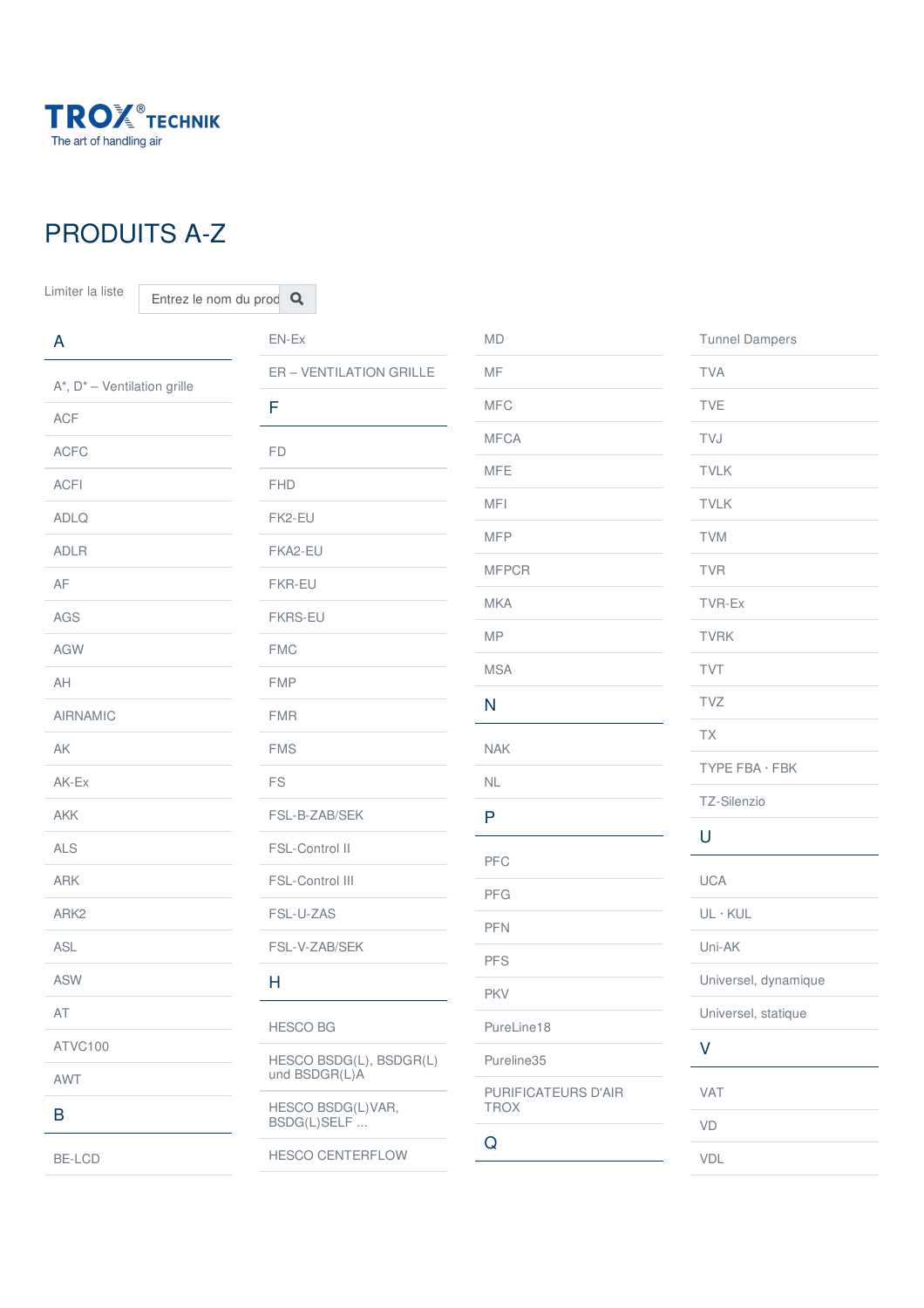TROX® TECHNIK
The art of handling air

# PRODUITS A-Z

Limiter la liste | Entrez le nom du prod

## A

- A*, D* – Ventilation grille
- ACF
- ACFC
- ACFI
- ADLQ
- ADLR
- AF
- AGS
- AGW
- AH
- AIRNAMIC
- AK
- AK-Ex
- AKK
- ALS
- ARK
- ARK2
- ASL
- ASW
- AT
- ATVC100
- AWT

## B

- BE-LCD
- EN-Ex
- ER – VENTILATION GRILLE

## F

- FD
- FHD
- FK2-EU
- FKA2-EU
- FKR-EU
- FKRS-EU
- FMC
- FMP
- FMR
- FMS
- FS
- FSL-B-ZAB/SEK
- FSL-Control II
- FSL-Control III
- FSL-U-ZAS
- FSL-V-ZAB/SEK

## H

- HESCO BG
- HESCO BSDG(L), BSDGR(L) und BSDGR(L)A
- HESCO BSDG(L)VAR, BSDG(L)SELF ...
- HESCO CENTERFLOW
- MD
- MF
- MFC
- MFCA
- MFE
- MFI
- MFP
- MFPCR
- MKA
- MP
- MSA

## N

- NAK
- NL

## P

- PFC
- PFG
- PFN
- PFS
- PKV
- PureLine18
- Pureline35
- PURIFICATEURS D'AIR TROX

## Q

- Tunnel Dampers
- TVA
- TVE
- TVJ
- TVLK
- TVLK
- TVM
- TVR
- TVR-Ex
- TVRK
- TVT
- TVZ
- TX
- TYPE FBA · FBK
- TZ-Silenzio

## U

- UCA
- UL · KUL
- Uni-AK
- Universel, dynamique
- Universel, statique

## V

- VAT
- VD
- VDL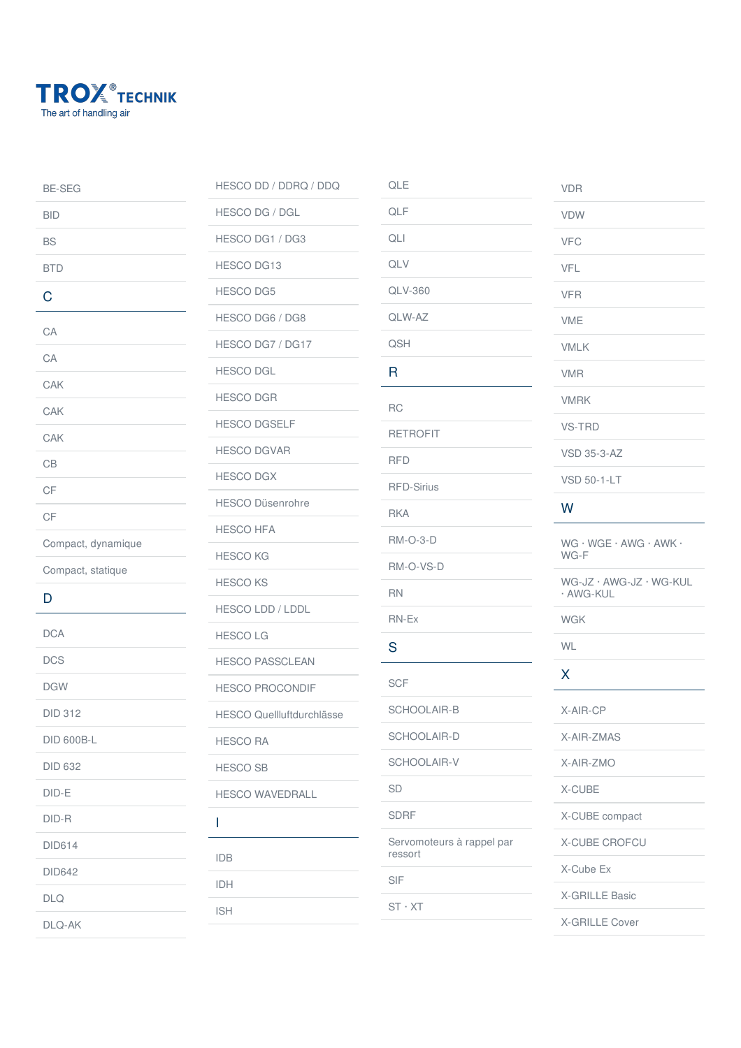TROX® TECHNIK
The art of handling air

BE-SEG

BID

BS

BTD

## C

CA

CA

CAK

CAK

CAK

CB

CF

CF

Compact, dynamique

Compact, statique

## D

DCA

DCS

DGW

DID 312

DID 600B-L

DID 632

DID-E

DID-R

DID614

DID642

DLQ

DLQ-AK

HESCO DD / DDRQ / DDQ

HESCO DG / DGL

HESCO DG1 / DG3

HESCO DG13

HESCO DG5

HESCO DG6 / DG8

HESCO DG7 / DG17

HESCO DGL

HESCO DGR

HESCO DGSELF

HESCO DGVAR

HESCO DGX

HESCO Düsenrohre

HESCO HFA

HESCO KG

HESCO KS

HESCO LDD / LDDL

HESCO LG

HESCO PASSCLEAN

HESCO PROCONDIF

HESCO Quellluftdurchlässe

HESCO RA

HESCO SB

HESCO WAVEDRALL

## I

IDB

IDH

ISH

QLE

QLF

QLI

QLV

QLV-360

QLW-AZ

QSH

## R

RC

RETROFIT

RFD

RFD-Sirius

RKA

RM-O-3-D

RM-O-VS-D

RN

RN-Ex

## S

SCF

SCHOOLAIR-B

SCHOOLAIR-D

SCHOOLAIR-V

SD

SDRF

Servomoteurs à rappel par ressort

SIF

ST · XT

VDR

VDW

VFC

VFL

VFR

VME

VMLK

VMR

VMRK

VS-TRD

VSD 35-3-AZ

VSD 50-1-LT

## W

WG · WGE · AWG · AWK · WG-F

WG-JZ · AWG-JZ · WG-KUL · AWG-KUL

WGK

WL

## X

X-AIR-CP

X-AIR-ZMAS

X-AIR-ZMO

X-CUBE

X-CUBE compact

X-CUBE CROFCU

X-Cube Ex

X-GRILLE Basic

X-GRILLE Cover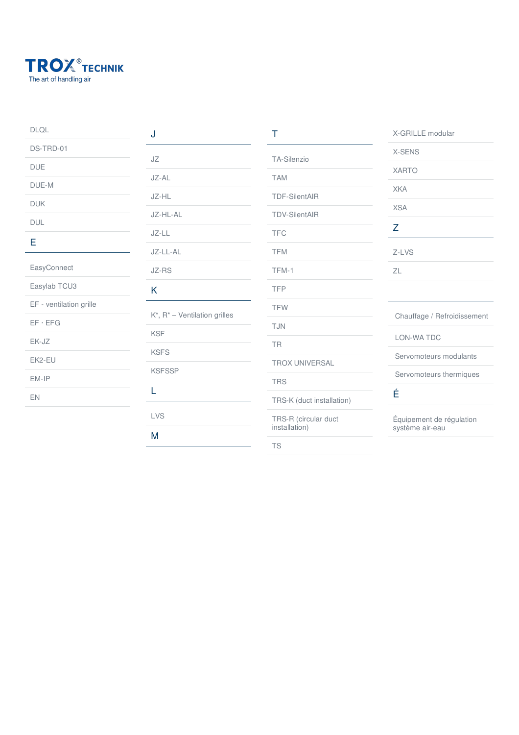TROX® TECHNIK
The art of handling air

- DLQL
- DS-TRD-01
- DUE
- DUE-M
- DUK
- DUL

## E

- EasyConnect
- Easylab TCU3
- EF - ventilation grille
- EF · EFG
- EK-JZ
- EK2-EU
- EM-IP
- EN

## J

- JZ
- JZ-AL
- JZ-HL
- JZ-HL-AL
- JZ-LL
- JZ-LL-AL
- JZ-RS

## K

- K*, R* – Ventilation grilles
- KSF
- KSFS
- KSFSSP

## L

- LVS

## M

## T

- TA-Silenzio
- TAM
- TDF-SilentAIR
- TDV-SilentAIR
- TFC
- TFM
- TFM-1
- TFP
- TFW
- TJN
- TR
- TROX UNIVERSAL
- TRS
- TRS-K (duct installation)
- TRS-R (circular duct installation)
- TS

- X-GRILLE modular
- X-SENS
- XARTO
- XKA
- XSA

## Z

- Z-LVS
- ZL

- Chauffage / Refroidissement
- LON-WA TDC
- Servomoteurs modulants
- Servomoteurs thermiques

## É

- Équipement de régulation système air-eau